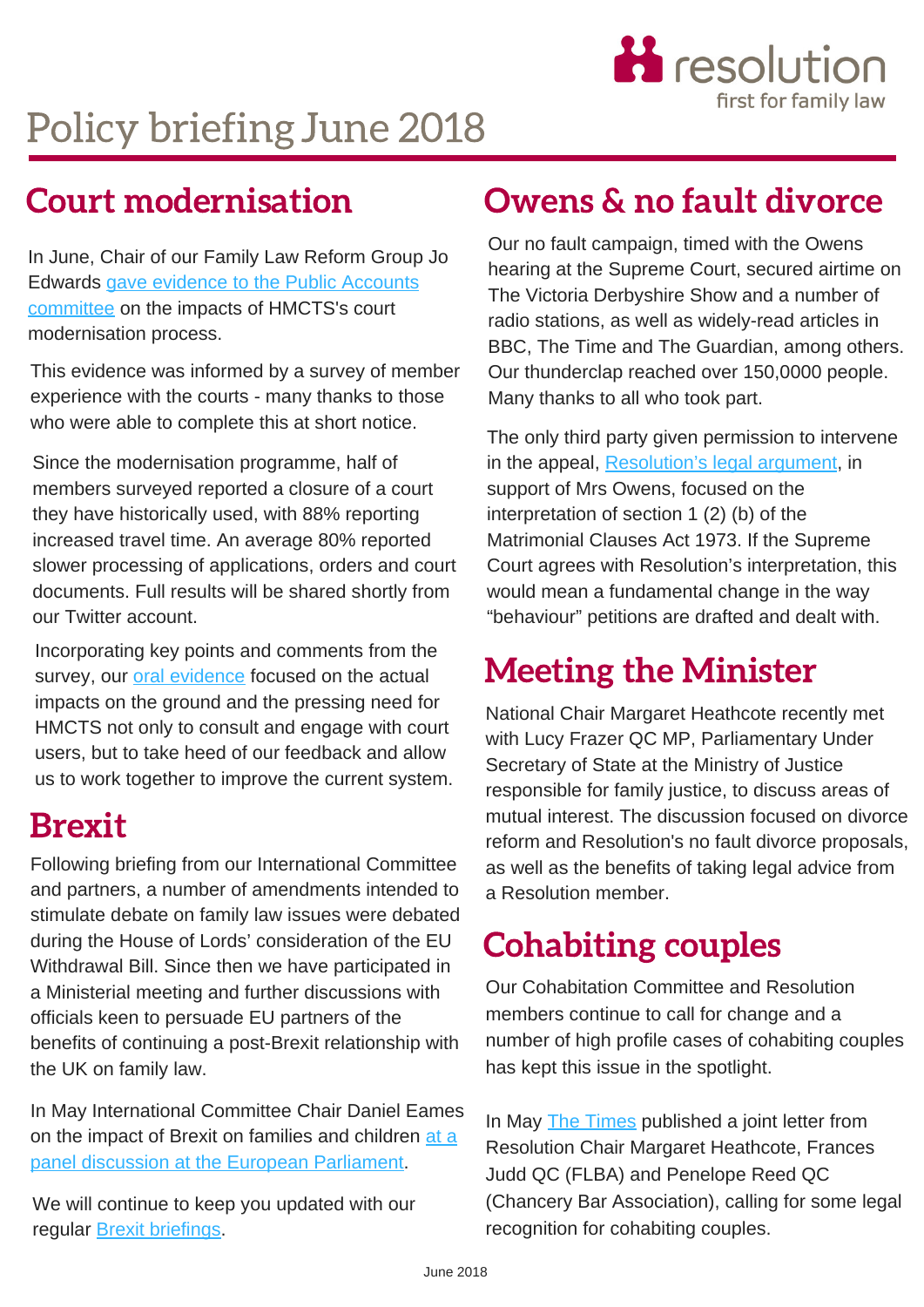resolution
first for family law

# Policy briefing June 2018

## Court modernisation

In June, Chair of our Family Law Reform Group Jo Edwards gave evidence to the Public Accounts committee on the impacts of HMCTS's court modernisation process.

This evidence was informed by a survey of member experience with the courts - many thanks to those who were able to complete this at short notice.

Since the modernisation programme, half of members surveyed reported a closure of a court they have historically used, with 88% reporting increased travel time. An average 80% reported slower processing of applications, orders and court documents. Full results will be shared shortly from our Twitter account.

Incorporating key points and comments from the survey, our oral evidence focused on the actual impacts on the ground and the pressing need for HMCTS not only to consult and engage with court users, but to take heed of our feedback and allow us to work together to improve the current system.

## Brexit

Following briefing from our International Committee and partners, a number of amendments intended to stimulate debate on family law issues were debated during the House of Lords' consideration of the EU Withdrawal Bill. Since then we have participated in a Ministerial meeting and further discussions with officials keen to persuade EU partners of the benefits of continuing a post-Brexit relationship with the UK on family law.

In May International Committee Chair Daniel Eames on the impact of Brexit on families and children at a panel discussion at the European Parliament.

We will continue to keep you updated with our regular Brexit briefings.

## Owens & no fault divorce

Our no fault campaign, timed with the Owens hearing at the Supreme Court, secured airtime on The Victoria Derbyshire Show and a number of radio stations, as well as widely-read articles in BBC, The Time and The Guardian, among others. Our thunderclap reached over 150,0000 people. Many thanks to all who took part.

The only third party given permission to intervene in the appeal, Resolution's legal argument, in support of Mrs Owens, focused on the interpretation of section 1 (2) (b) of the Matrimonial Clauses Act 1973. If the Supreme Court agrees with Resolution's interpretation, this would mean a fundamental change in the way "behaviour" petitions are drafted and dealt with.

## Meeting the Minister

National Chair Margaret Heathcote recently met with Lucy Frazer QC MP, Parliamentary Under Secretary of State at the Ministry of Justice responsible for family justice, to discuss areas of mutual interest. The discussion focused on divorce reform and Resolution's no fault divorce proposals, as well as the benefits of taking legal advice from a Resolution member.

## Cohabiting couples

Our Cohabitation Committee and Resolution members continue to call for change and a number of high profile cases of cohabiting couples has kept this issue in the spotlight.

In May The Times published a joint letter from Resolution Chair Margaret Heathcote, Frances Judd QC (FLBA) and Penelope Reed QC (Chancery Bar Association), calling for some legal recognition for cohabiting couples.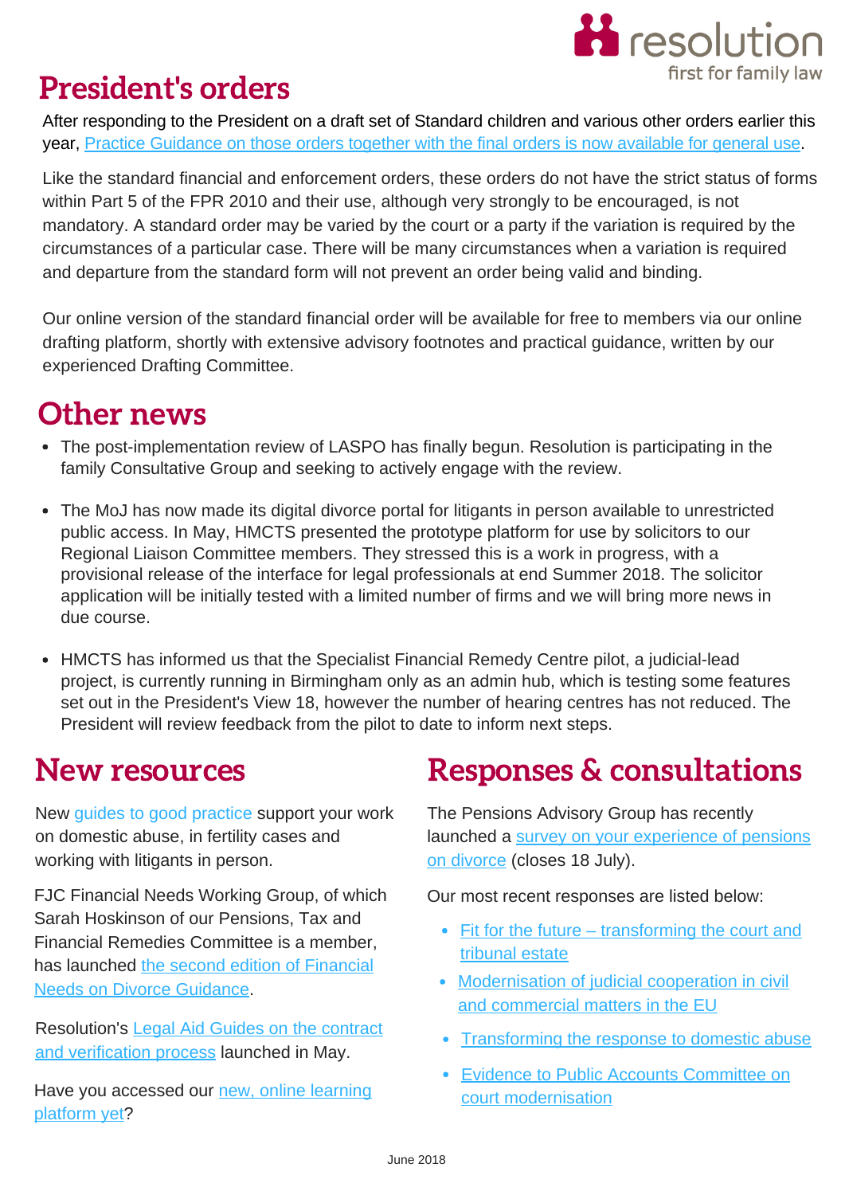## President's orders

After responding to the President on a draft set of Standard children and various other orders earlier this year, Practice Guidance on those orders together with the final orders is now available for general use.

Like the standard financial and enforcement orders, these orders do not have the strict status of forms within Part 5 of the FPR 2010 and their use, although very strongly to be encouraged, is not mandatory. A standard order may be varied by the court or a party if the variation is required by the circumstances of a particular case. There will be many circumstances when a variation is required and departure from the standard form will not prevent an order being valid and binding.

Our online version of the standard financial order will be available for free to members via our online drafting platform, shortly with extensive advisory footnotes and practical guidance, written by our experienced Drafting Committee.

## Other news

- The post-implementation review of LASPO has finally begun. Resolution is participating in the family Consultative Group and seeking to actively engage with the review.
- The MoJ has now made its digital divorce portal for litigants in person available to unrestricted public access. In May, HMCTS presented the prototype platform for use by solicitors to our Regional Liaison Committee members. They stressed this is a work in progress, with a provisional release of the interface for legal professionals at end Summer 2018. The solicitor application will be initially tested with a limited number of firms and we will bring more news in due course.
- HMCTS has informed us that the Specialist Financial Remedy Centre pilot, a judicial-lead project, is currently running in Birmingham only as an admin hub, which is testing some features set out in the President's View 18, however the number of hearing centres has not reduced. The President will review feedback from the pilot to date to inform next steps.

## New resources

New guides to good practice support your work on domestic abuse, in fertility cases and working with litigants in person.

FJC Financial Needs Working Group, of which Sarah Hoskinson of our Pensions, Tax and Financial Remedies Committee is a member, has launched the second edition of Financial Needs on Divorce Guidance.

Resolution's Legal Aid Guides on the contract and verification process launched in May.

Have you accessed our new, online learning platform yet?

## Responses & consultations

The Pensions Advisory Group has recently launched a survey on your experience of pensions on divorce (closes 18 July).

Our most recent responses are listed below:

- Fit for the future – transforming the court and tribunal estate
- Modernisation of judicial cooperation in civil and commercial matters in the EU
- Transforming the response to domestic abuse
- Evidence to Public Accounts Committee on court modernisation

June 2018